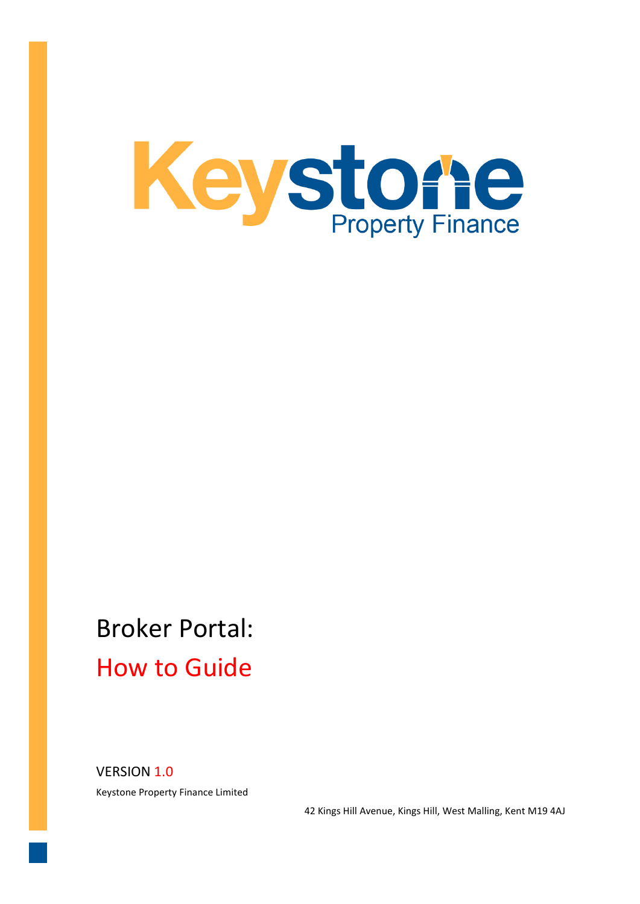Keystone Property Finance

# Broker Portal:

# How to Guide

VERSION 1.0

Keystone Property Finance Limited

42 Kings Hill Avenue, Kings Hill, West Malling, Kent M19 4AJ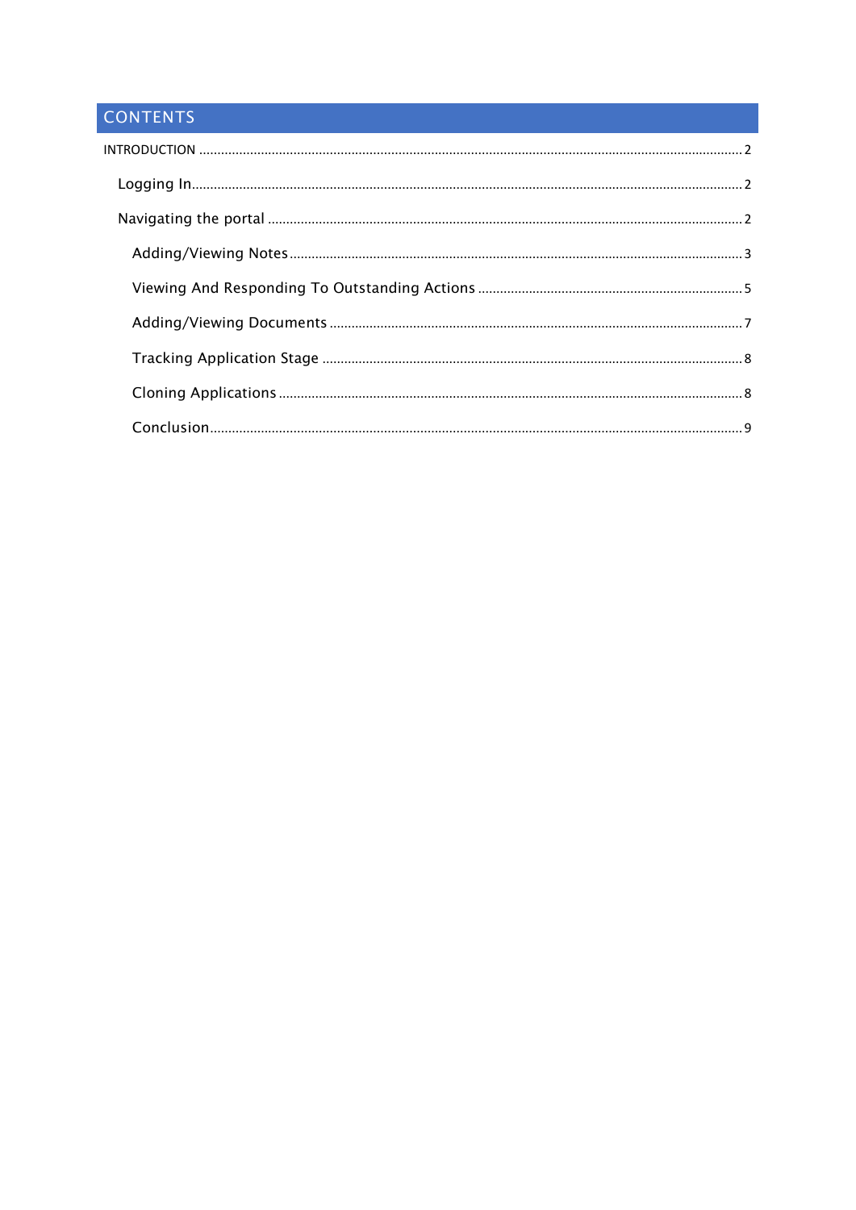## CONTENTS

- INTRODUCTION ..... 2
  - Logging In ..... 2
  - Navigating the portal ..... 2
    - Adding/Viewing Notes ..... 3
    - Viewing And Responding To Outstanding Actions ..... 5
    - Adding/Viewing Documents ..... 7
    - Tracking Application Stage ..... 8
    - Cloning Applications ..... 8
    - Conclusion ..... 9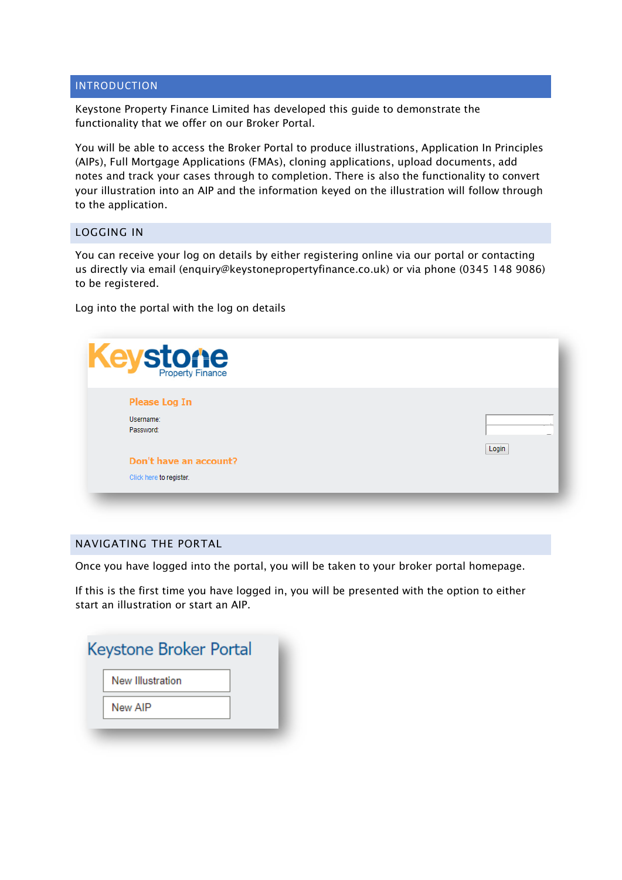## INTRODUCTION

Keystone Property Finance Limited has developed this guide to demonstrate the functionality that we offer on our Broker Portal.

You will be able to access the Broker Portal to produce illustrations, Application In Principles (AIPs), Full Mortgage Applications (FMAs), cloning applications, upload documents, add notes and track your cases through to completion. There is also the functionality to convert your illustration into an AIP and the information keyed on the illustration will follow through to the application.

## LOGGING IN

You can receive your log on details by either registering online via our portal or contacting us directly via email (enquiry@keystonepropertyfinance.co.uk) or via phone (0345 148 9086) to be registered.

Log into the portal with the log on details

Keystone Property Finance

Please Log In

Username:
Password:

Login

Don't have an account?

Click here to register.

## NAVIGATING THE PORTAL

Once you have logged into the portal, you will be taken to your broker portal homepage.

If this is the first time you have logged in, you will be presented with the option to either start an illustration or start an AIP.

Keystone Broker Portal

New Illustration

New AIP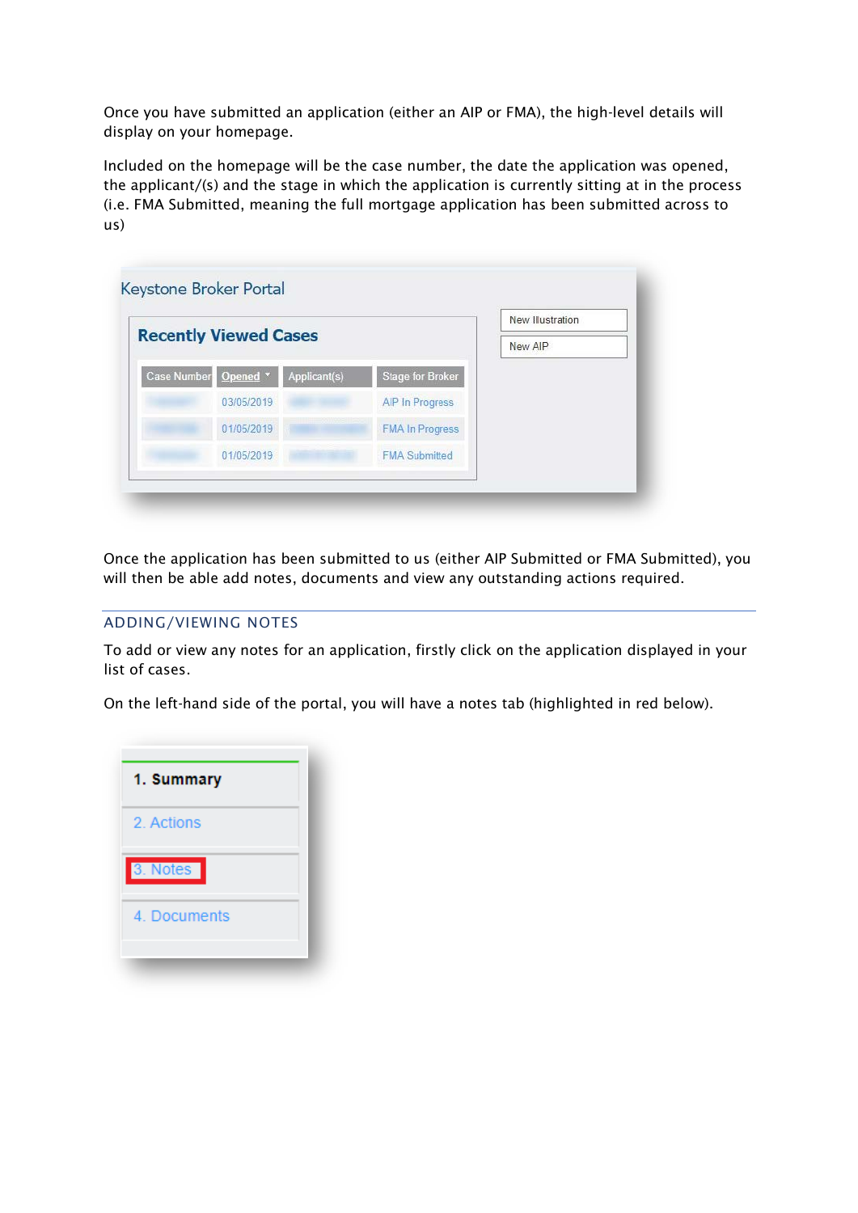Once you have submitted an application (either an AIP or FMA), the high-level details will display on your homepage.

Included on the homepage will be the case number, the date the application was opened, the applicant/(s) and the stage in which the application is currently sitting at in the process (i.e. FMA Submitted, meaning the full mortgage application has been submitted across to us)

Keystone Broker Portal

**Recently Viewed Cases**

| Case Number | Opened | Applicant(s) | Stage for Broker |
| --- | --- | --- | --- |
| | 03/05/2019 | | AIP In Progress |
| | 01/05/2019 | | FMA In Progress |
| | 01/05/2019 | | FMA Submitted |

New Illustration

New AIP

Once the application has been submitted to us (either AIP Submitted or FMA Submitted), you will then be able add notes, documents and view any outstanding actions required.

## ADDING/VIEWING NOTES

To add or view any notes for an application, firstly click on the application displayed in your list of cases.

On the left-hand side of the portal, you will have a notes tab (highlighted in red below).

1. **Summary**
2. Actions
3. Notes
4. Documents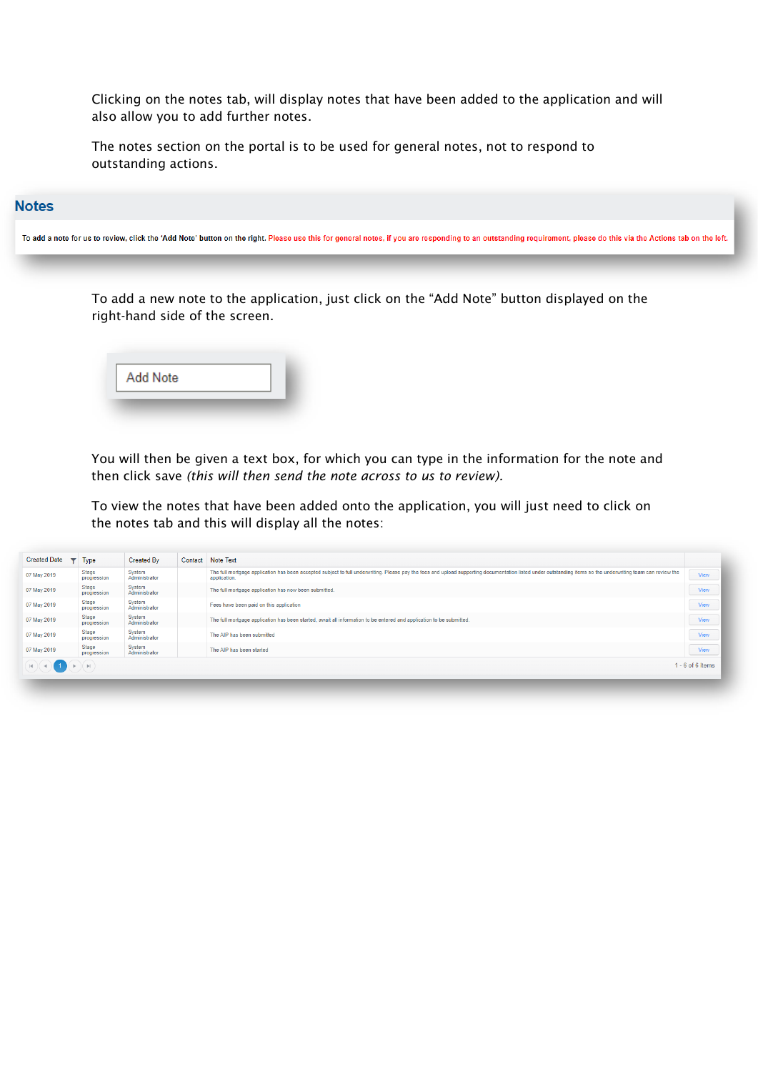Clicking on the notes tab, will display notes that have been added to the application and will also allow you to add further notes.

The notes section on the portal is to be used for general notes, not to respond to outstanding actions.

## Notes

To add a note for us to review, click the 'Add Note' button on the right. Please use this for general notes. If you are responding to an outstanding requirement, please do this via the Actions tab on the left.

To add a new note to the application, just click on the "Add Note" button displayed on the right-hand side of the screen.

Add Note

You will then be given a text box, for which you can type in the information for the note and then click save *(this will then send the note across to us to review).*

To view the notes that have been added onto the application, you will just need to click on the notes tab and this will display all the notes:

| Created Date | Type | Created By | Contact | Note Text | |
|---|---|---|---|---|---|
| 07 May 2019 | Stage progression | System Administrator | | The full mortgage application has been accepted subject to full underwriting. Please pay the fees and upload supporting documentation listed under outstanding items so the underwriting team can review the application. | View |
| 07 May 2019 | Stage progression | System Administrator | | The full mortgage application has now been submitted. | View |
| 07 May 2019 | Stage progression | System Administrator | | Fees have been paid on this application | View |
| 07 May 2019 | Stage progression | System Administrator | | The full mortgage application has been started, await all information to be entered and application to be submitted. | View |
| 07 May 2019 | Stage progression | System Administrator | | The AIP has been submitted | View |
| 07 May 2019 | Stage progression | System Administrator | | The AIP has been started | View |

1 - 6 of 6 items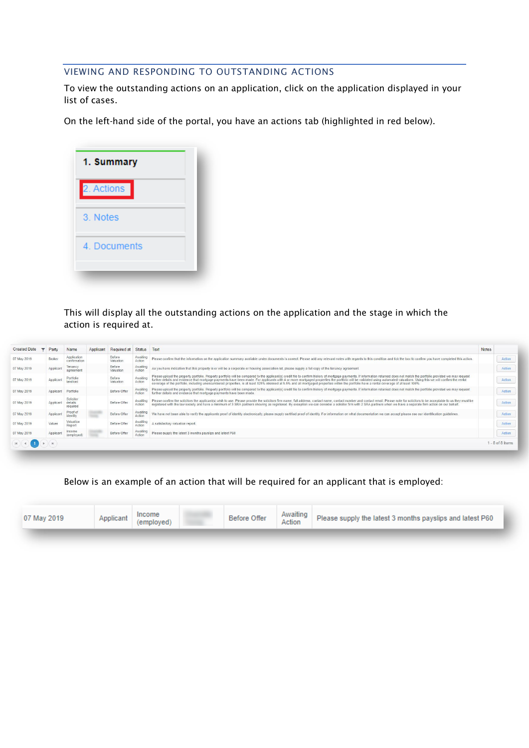## VIEWING AND RESPONDING TO OUTSTANDING ACTIONS

To view the outstanding actions on an application, click on the application displayed in your list of cases.

On the left-hand side of the portal, you have an actions tab (highlighted in red below).

1. Summary
2. Actions
3. Notes
4. Documents

This will display all the outstanding actions on the application and the stage in which the action is required at.

| Created Date | Party | Name | Applicant | Required at | Status | Text | Notes | |
|---|---|---|---|---|---|---|---|---|
| 07 May 2019 | Broker | Application confirmation | | Before Valuation | Awaiting Action | Please confirm that the information on the application summary available under documents is correct. Please add any relevant notes with regards to this condition and tick the box to confirm you have completed this action. | | Action |
| 07 May 2019 | Applicant | Tenancy agreement | | Before Valuation | Awaiting Action | As you have indication that this property is or will be a corporate or housing association let, please supply a full copy of the tenancy agreement | | Action |
| 07 May 2019 | Applicant | Portfolio landlord | | Before Valuation | Awaiting Action | Please upload the property portfolio. Property portfolio will be compared to the applicant(s) credit file to confirm history of mortgage payments. If information returned does not match the portfolio provided we may request further details and evidence that mortgage payments have been made. For applicants with 4 or more mortgaged properties the portfolio will be validated using automated valuations. Using this we will confirm the rental coverage of the portfolio, including unencumbered properties, is at least 125% stressed at 5.5% and all mortgaged properties within the portfolio have a rental coverage of at least 100% | | Action |
| 07 May 2019 | Applicant | Portfolio | | Before Offer | Awaiting Action | Please upload the property portfolio. Property portfolio will be compared to the applicant(s) credit file to confirm history of mortgage payments. If information returned does not match the portfolio provided we may request further details and evidence that mortgage payments have been made. | | Action |
| 07 May 2019 | Applicant | Solicitor details required | | Before Offer | Awaiting Action | Please confirm the solicitors the applicant(s) wish to use. Please provide the solicitors firm name, full address, contact name, contact number and contact email. Please note for solicitors to be acceptable to us they must be registered with the law society and have a minimum of 3 SRA partners showing as registered. By exception we can consider a solicitor firm with 2 SRA partners when we have a separate firm action on our behalf. | | Action |
| 07 May 2019 | Applicant | Proof of identity | | Before Offer | Awaiting Action | We have not been able to verify the applicants proof of identity electronically, please supply certified proof of identity. For information on what documentation we can accept please see our identification guidelines. | | Action |
| 07 May 2019 | Valuer | Valuation Report | | Before Offer | Awaiting Action | A satisfactory valuation report. | | Action |
| 07 May 2019 | Applicant | Income (employed) | | Before Offer | Awaiting Action | Please supply the latest 3 months payslips and latest P60 | | Action |

1 - 8 of 8 items

Below is an example of an action that will be required for an applicant that is employed:

| | | | | | | |
|---|---|---|---|---|---|---|
| 07 May 2019 | Applicant | Income (employed) | | Before Offer | Awaiting Action | Please supply the latest 3 months payslips and latest P60 |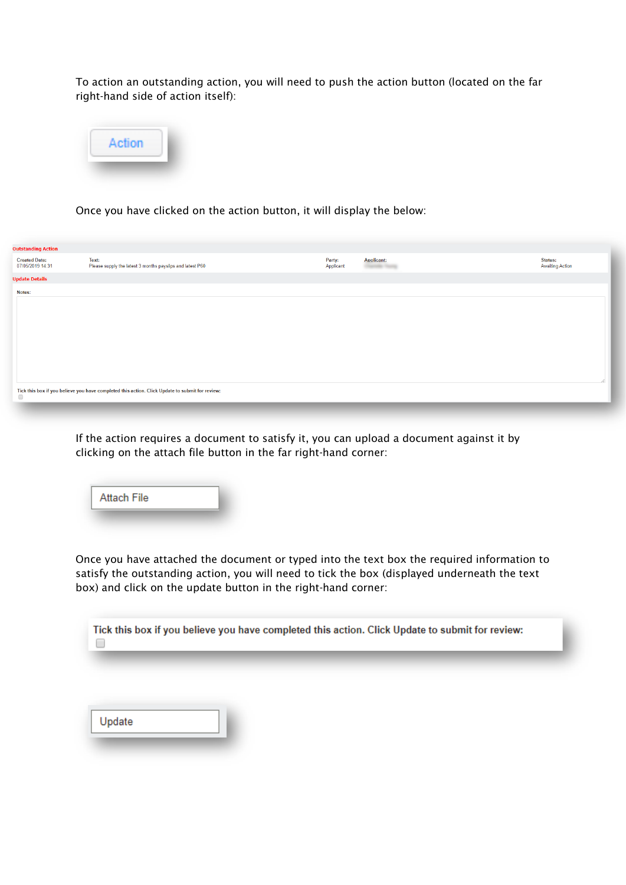To action an outstanding action, you will need to push the action button (located on the far right-hand side of action itself):

Action

Once you have clicked on the action button, it will display the below:

**Outstanding Action**

| Created Date: | Text: | Party: | Applicant: | Status: |
|---|---|---|---|---|
| 07/05/2019 14:31 | Please supply the latest 3 months payslips and latest P60 | Applicant | | Awaiting Action |

**Update Details**

Notes:

Tick this box if you believe you have completed this action. Click Update to submit for review:

If the action requires a document to satisfy it, you can upload a document against it by clicking on the attach file button in the far right-hand corner:

Attach File

Once you have attached the document or typed into the text box the required information to satisfy the outstanding action, you will need to tick the box (displayed underneath the text box) and click on the update button in the right-hand corner:

Tick this box if you believe you have completed this action. Click Update to submit for review:

Update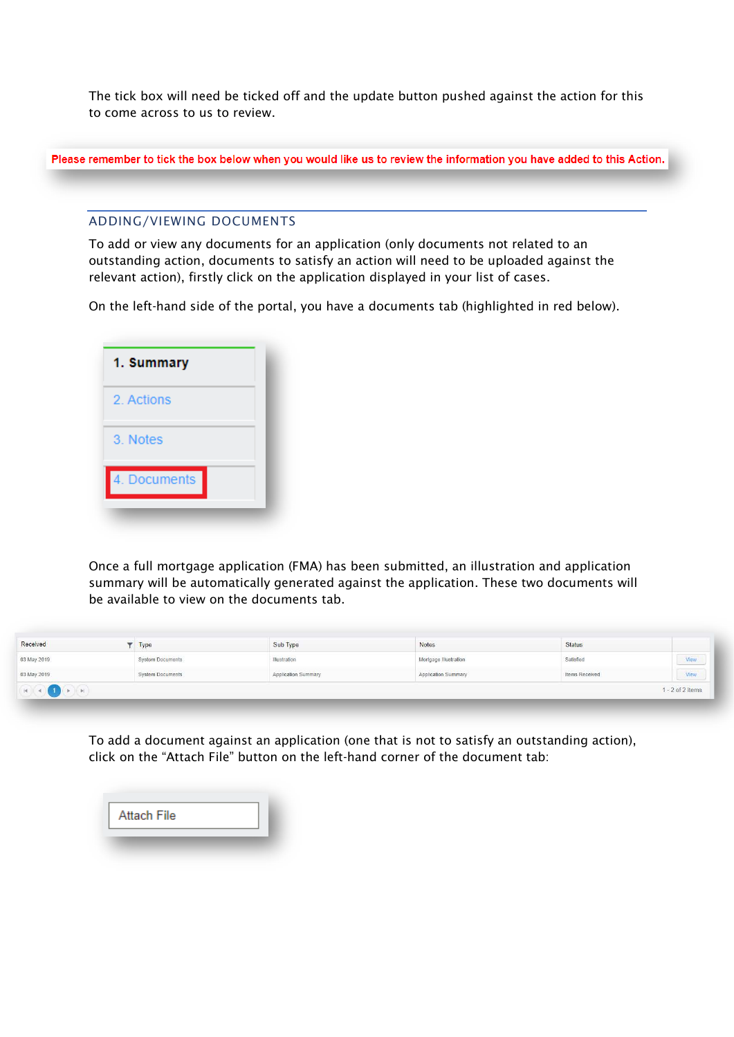The tick box will need be ticked off and the update button pushed against the action for this to come across to us to review.

Please remember to tick the box below when you would like us to review the information you have added to this Action.

## ADDING/VIEWING DOCUMENTS

To add or view any documents for an application (only documents not related to an outstanding action, documents to satisfy an action will need to be uploaded against the relevant action), firstly click on the application displayed in your list of cases.

On the left-hand side of the portal, you have a documents tab (highlighted in red below).

1. Summary
2. Actions
3. Notes
4. Documents

Once a full mortgage application (FMA) has been submitted, an illustration and application summary will be automatically generated against the application. These two documents will be available to view on the documents tab.

| Received | Type | Sub Type | Notes | Status | |
|---|---|---|---|---|---|
| 03 May 2019 | System Documents | Illustration | Mortgage Illustration | Satisfied | View |
| 03 May 2019 | System Documents | Application Summary | Application Summary | Items Received | View |

1 - 2 of 2 items

To add a document against an application (one that is not to satisfy an outstanding action), click on the "Attach File" button on the left-hand corner of the document tab:

Attach File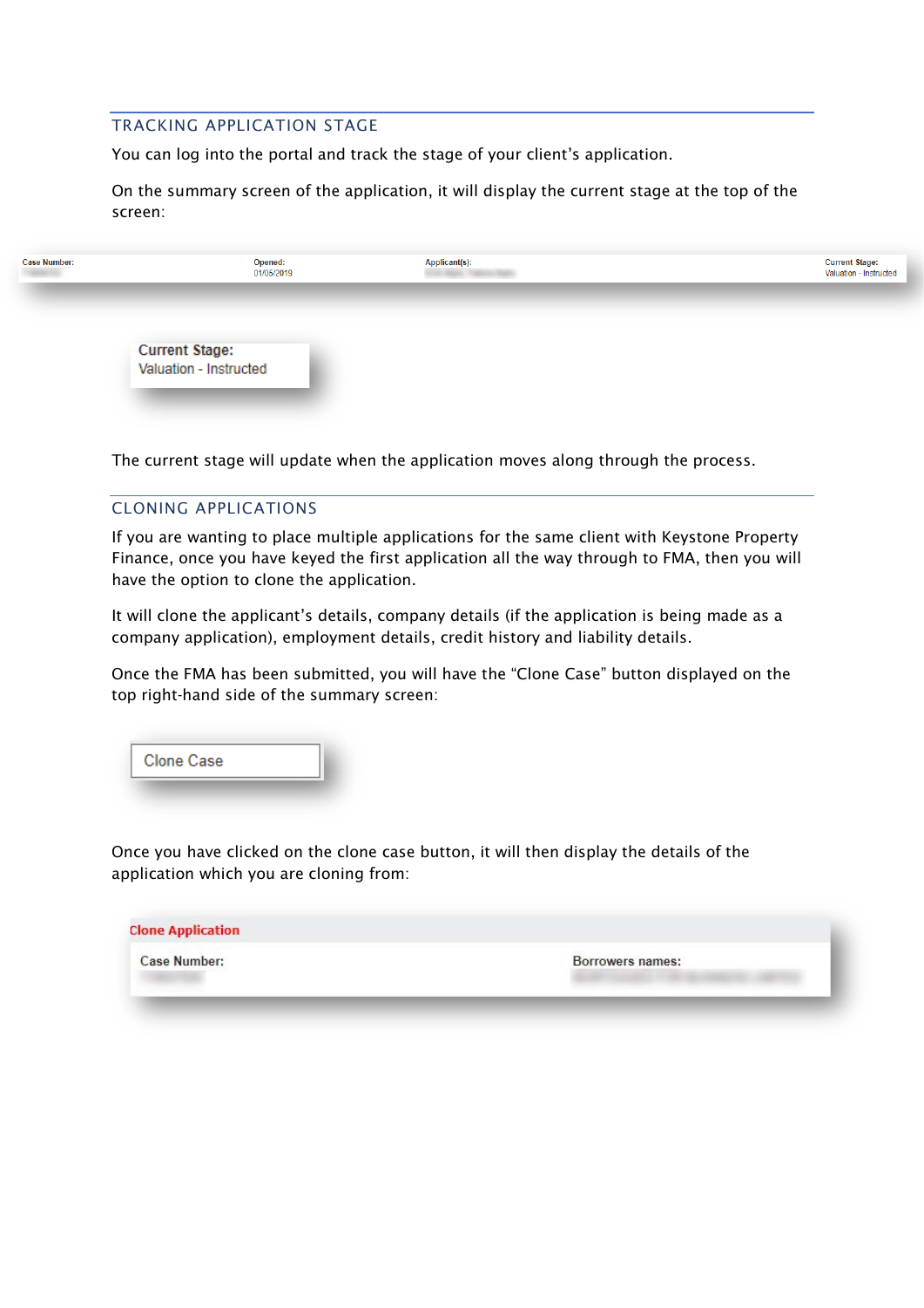## TRACKING APPLICATION STAGE

You can log into the portal and track the stage of your client's application.

On the summary screen of the application, it will display the current stage at the top of the screen:

| Case Number: | Opened: | Applicant(s): | Current Stage: |
| --- | --- | --- | --- |
| | 01/05/2019 | | Valuation - Instructed |

**Current Stage:**
Valuation - Instructed

The current stage will update when the application moves along through the process.

## CLONING APPLICATIONS

If you are wanting to place multiple applications for the same client with Keystone Property Finance, once you have keyed the first application all the way through to FMA, then you will have the option to clone the application.

It will clone the applicant's details, company details (if the application is being made as a company application), employment details, credit history and liability details.

Once the FMA has been submitted, you will have the "Clone Case" button displayed on the top right-hand side of the summary screen:

Clone Case

Once you have clicked on the clone case button, it will then display the details of the application which you are cloning from:

**Clone Application**

| Case Number: | Borrowers names: |
| --- | --- |
| | |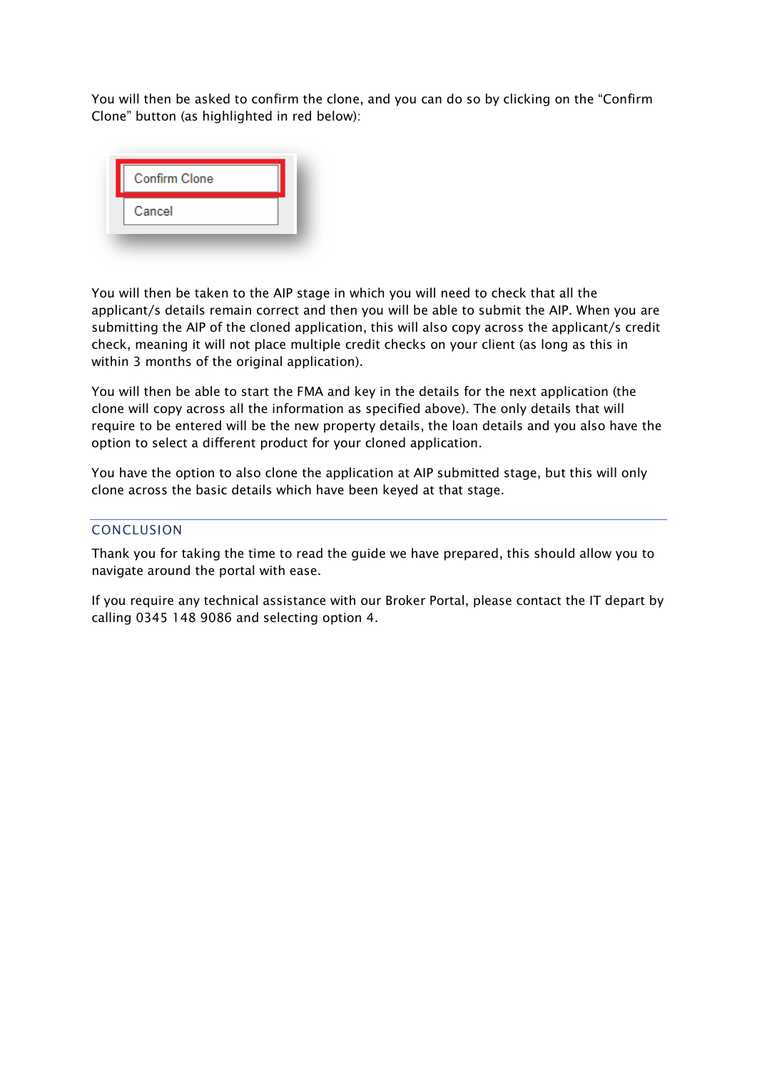You will then be asked to confirm the clone, and you can do so by clicking on the “Confirm Clone” button (as highlighted in red below):

Confirm Clone

Cancel

You will then be taken to the AIP stage in which you will need to check that all the applicant/s details remain correct and then you will be able to submit the AIP. When you are submitting the AIP of the cloned application, this will also copy across the applicant/s credit check, meaning it will not place multiple credit checks on your client (as long as this in within 3 months of the original application).

You will then be able to start the FMA and key in the details for the next application (the clone will copy across all the information as specified above). The only details that will require to be entered will be the new property details, the loan details and you also have the option to select a different product for your cloned application.

You have the option to also clone the application at AIP submitted stage, but this will only clone across the basic details which have been keyed at that stage.

## CONCLUSION

Thank you for taking the time to read the guide we have prepared, this should allow you to navigate around the portal with ease.

If you require any technical assistance with our Broker Portal, please contact the IT depart by calling 0345 148 9086 and selecting option 4.